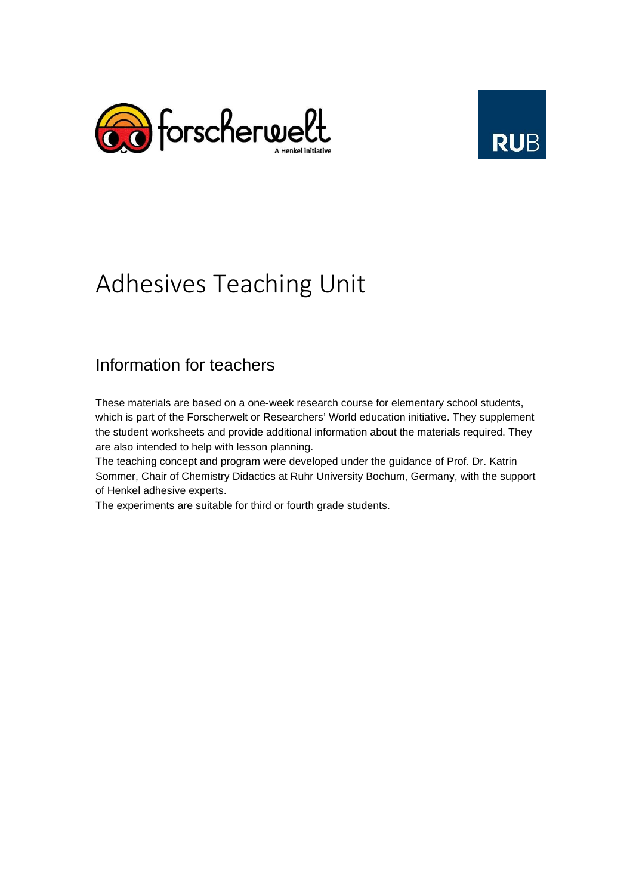# Adhesives Teaching Unit

## Information for teachers

These materials are based on a one-week research course for elementary school students, which is part of the Forscherwelt or Researchers' World education initiative. They supplement the student worksheets and provide additional information about the materials required. They are also intended to help with lesson planning.

The teaching concept and program were developed under the guidance of Prof. Dr. Katrin Sommer, Chair of Chemistry Didactics at Ruhr University Bochum, Germany, with the support of Henkel adhesive experts.

The experiments are suitable for third or fourth grade students.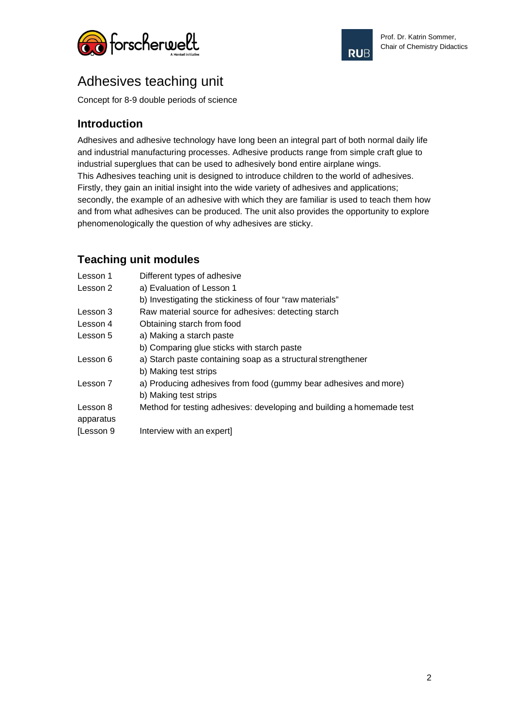# Adhesives teaching unit

Concept for 8-9 double periods of science

## Introduction

Adhesives and adhesive technology have long been an integral part of both normal daily life and industrial manufacturing processes. Adhesive products range from simple craft glue to industrial superglues that can be used to adhesively bond entire airplane wings.
This Adhesives teaching unit is designed to introduce children to the world of adhesives. Firstly, they gain an initial insight into the wide variety of adhesives and applications; secondly, the example of an adhesive with which they are familiar is used to teach them how and from what adhesives can be produced. The unit also provides the opportunity to explore phenomenologically the question of why adhesives are sticky.

## Teaching unit modules

| | |
|---|---|
| Lesson 1 | Different types of adhesive |
| Lesson 2 | a) Evaluation of Lesson 1 |
| | b) Investigating the stickiness of four “raw materials” |
| Lesson 3 | Raw material source for adhesives: detecting starch |
| Lesson 4 | Obtaining starch from food |
| Lesson 5 | a) Making a starch paste |
| | b) Comparing glue sticks with starch paste |
| Lesson 6 | a) Starch paste containing soap as a structural strengthener |
| | b) Making test strips |
| Lesson 7 | a) Producing adhesives from food (gummy bear adhesives and more) |
| | b) Making test strips |
| Lesson 8 | Method for testing adhesives: developing and building a homemade test apparatus |
| [Lesson 9 | Interview with an expert] |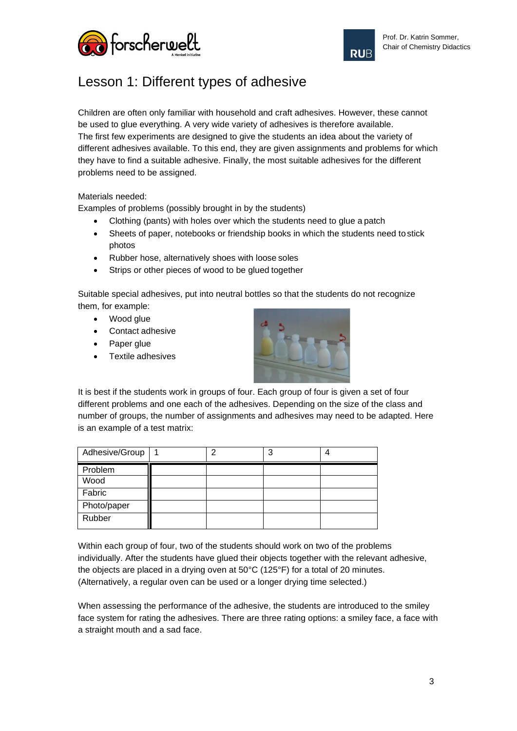# Lesson 1: Different types of adhesive

Children are often only familiar with household and craft adhesives. However, these cannot be used to glue everything. A very wide variety of adhesives is therefore available.
The first few experiments are designed to give the students an idea about the variety of different adhesives available. To this end, they are given assignments and problems for which they have to find a suitable adhesive. Finally, the most suitable adhesives for the different problems need to be assigned.

Materials needed:
Examples of problems (possibly brought in by the students)

- Clothing (pants) with holes over which the students need to glue a patch
- Sheets of paper, notebooks or friendship books in which the students need to stick photos
- Rubber hose, alternatively shoes with loose soles
- Strips or other pieces of wood to be glued together

Suitable special adhesives, put into neutral bottles so that the students do not recognize them, for example:

- Wood glue
- Contact adhesive
- Paper glue
- Textile adhesives

It is best if the students work in groups of four. Each group of four is given a set of four different problems and one each of the adhesives. Depending on the size of the class and number of groups, the number of assignments and adhesives may need to be adapted. Here is an example of a test matrix:

| Adhesive/Group | 1 | 2 | 3 | 4 |
|---|---|---|---|---|
| Problem | | | | |
| Wood | | | | |
| Fabric | | | | |
| Photo/paper | | | | |
| Rubber | | | | |

Within each group of four, two of the students should work on two of the problems individually. After the students have glued their objects together with the relevant adhesive, the objects are placed in a drying oven at 50°C (125°F) for a total of 20 minutes. (Alternatively, a regular oven can be used or a longer drying time selected.)

When assessing the performance of the adhesive, the students are introduced to the smiley face system for rating the adhesives. There are three rating options: a smiley face, a face with a straight mouth and a sad face.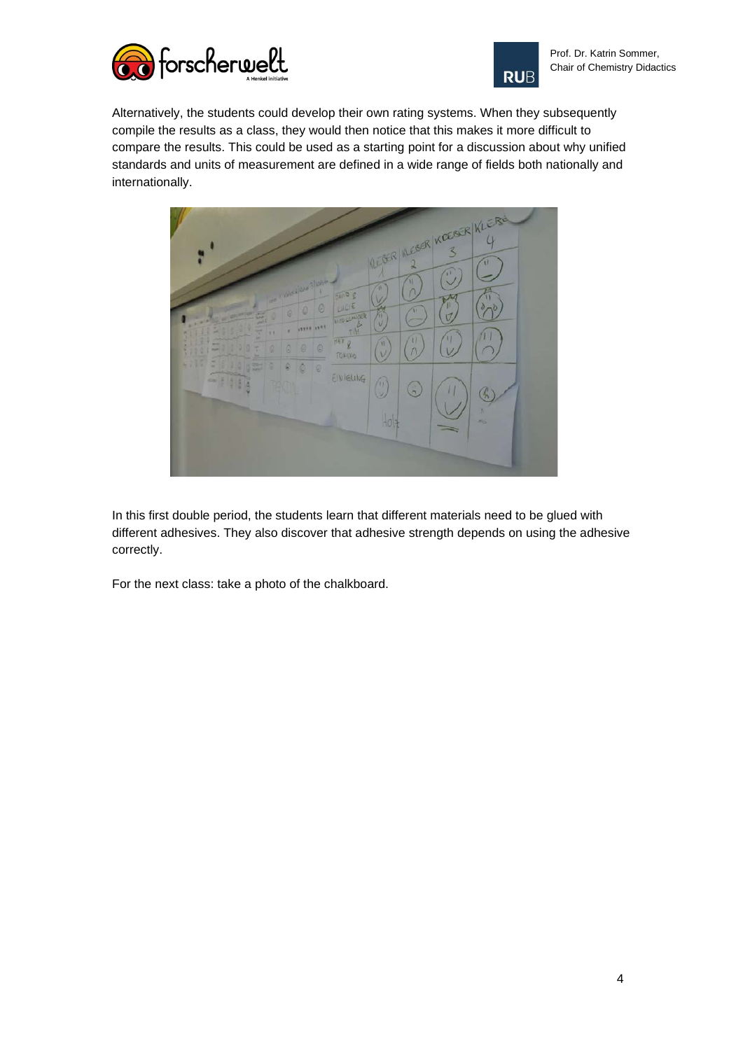Alternatively, the students could develop their own rating systems. When they subsequently compile the results as a class, they would then notice that this makes it more difficult to compare the results. This could be used as a starting point for a discussion about why unified standards and units of measurement are defined in a wide range of fields both nationally and internationally.

In this first double period, the students learn that different materials need to be glued with different adhesives. They also discover that adhesive strength depends on using the adhesive correctly.

For the next class: take a photo of the chalkboard.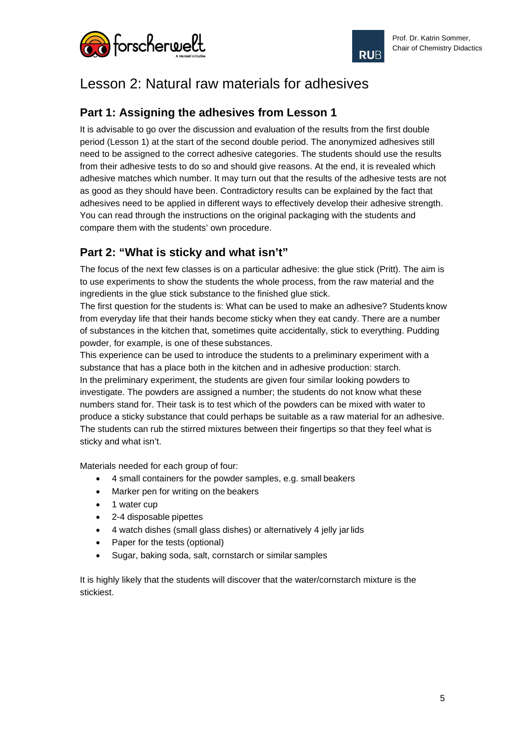# Lesson 2: Natural raw materials for adhesives

## Part 1: Assigning the adhesives from Lesson 1

It is advisable to go over the discussion and evaluation of the results from the first double period (Lesson 1) at the start of the second double period. The anonymized adhesives still need to be assigned to the correct adhesive categories. The students should use the results from their adhesive tests to do so and should give reasons. At the end, it is revealed which adhesive matches which number. It may turn out that the results of the adhesive tests are not as good as they should have been. Contradictory results can be explained by the fact that adhesives need to be applied in different ways to effectively develop their adhesive strength. You can read through the instructions on the original packaging with the students and compare them with the students' own procedure.

## Part 2: "What is sticky and what isn't"

The focus of the next few classes is on a particular adhesive: the glue stick (Pritt). The aim is to use experiments to show the students the whole process, from the raw material and the ingredients in the glue stick substance to the finished glue stick.

The first question for the students is: What can be used to make an adhesive? Students know from everyday life that their hands become sticky when they eat candy. There are a number of substances in the kitchen that, sometimes quite accidentally, stick to everything. Pudding powder, for example, is one of these substances.

This experience can be used to introduce the students to a preliminary experiment with a substance that has a place both in the kitchen and in adhesive production: starch.

In the preliminary experiment, the students are given four similar looking powders to investigate. The powders are assigned a number; the students do not know what these numbers stand for. Their task is to test which of the powders can be mixed with water to produce a sticky substance that could perhaps be suitable as a raw material for an adhesive. The students can rub the stirred mixtures between their fingertips so that they feel what is sticky and what isn't.

Materials needed for each group of four:

- 4 small containers for the powder samples, e.g. small beakers
- Marker pen for writing on the beakers
- 1 water cup
- 2-4 disposable pipettes
- 4 watch dishes (small glass dishes) or alternatively 4 jelly jar lids
- Paper for the tests (optional)
- Sugar, baking soda, salt, cornstarch or similar samples

It is highly likely that the students will discover that the water/cornstarch mixture is the stickiest.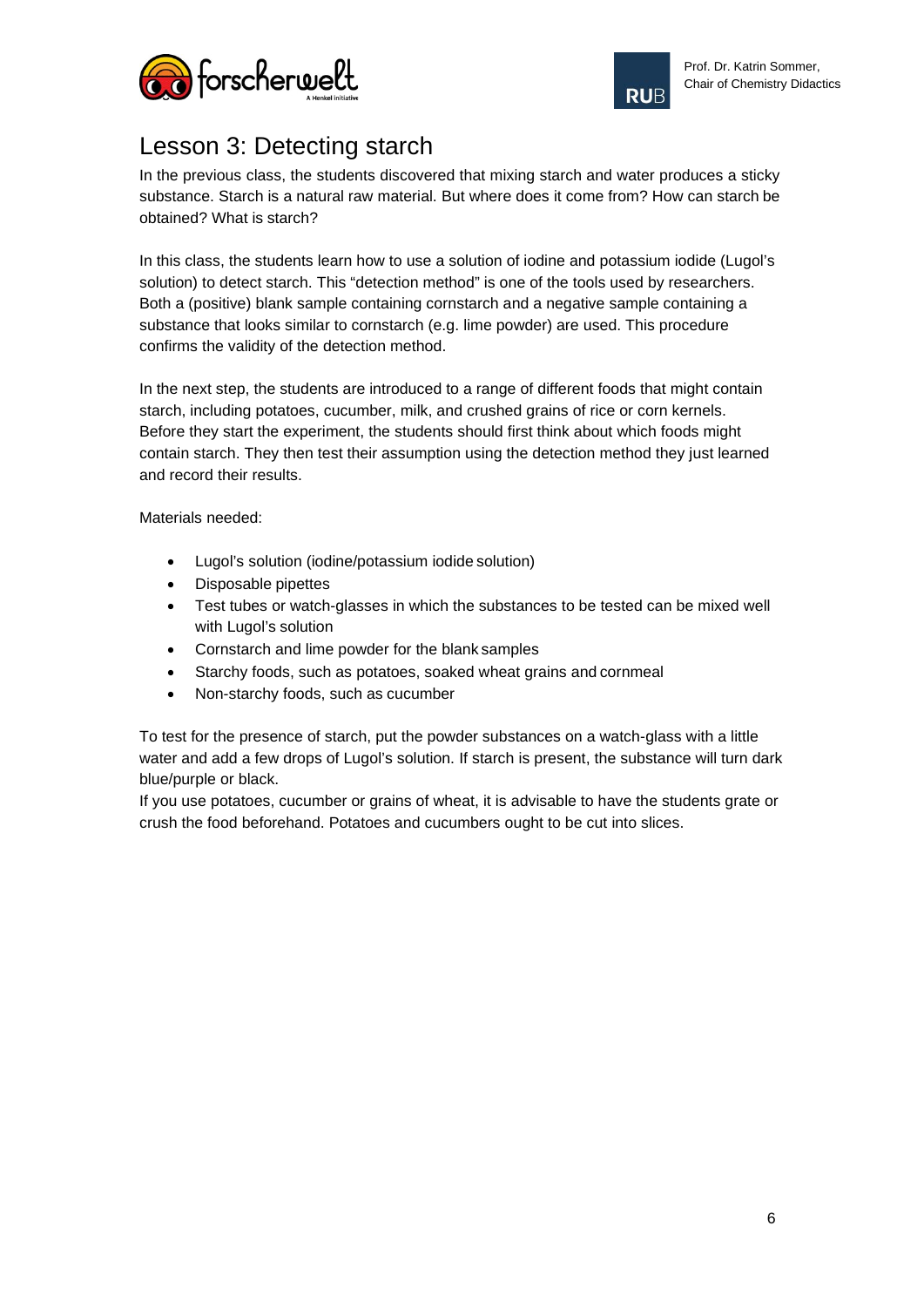# Lesson 3: Detecting starch

In the previous class, the students discovered that mixing starch and water produces a sticky substance. Starch is a natural raw material. But where does it come from? How can starch be obtained? What is starch?

In this class, the students learn how to use a solution of iodine and potassium iodide (Lugol's solution) to detect starch. This "detection method" is one of the tools used by researchers. Both a (positive) blank sample containing cornstarch and a negative sample containing a substance that looks similar to cornstarch (e.g. lime powder) are used. This procedure confirms the validity of the detection method.

In the next step, the students are introduced to a range of different foods that might contain starch, including potatoes, cucumber, milk, and crushed grains of rice or corn kernels. Before they start the experiment, the students should first think about which foods might contain starch. They then test their assumption using the detection method they just learned and record their results.

Materials needed:

- Lugol's solution (iodine/potassium iodide solution)
- Disposable pipettes
- Test tubes or watch-glasses in which the substances to be tested can be mixed well with Lugol's solution
- Cornstarch and lime powder for the blank samples
- Starchy foods, such as potatoes, soaked wheat grains and cornmeal
- Non-starchy foods, such as cucumber

To test for the presence of starch, put the powder substances on a watch-glass with a little water and add a few drops of Lugol's solution. If starch is present, the substance will turn dark blue/purple or black.
If you use potatoes, cucumber or grains of wheat, it is advisable to have the students grate or crush the food beforehand. Potatoes and cucumbers ought to be cut into slices.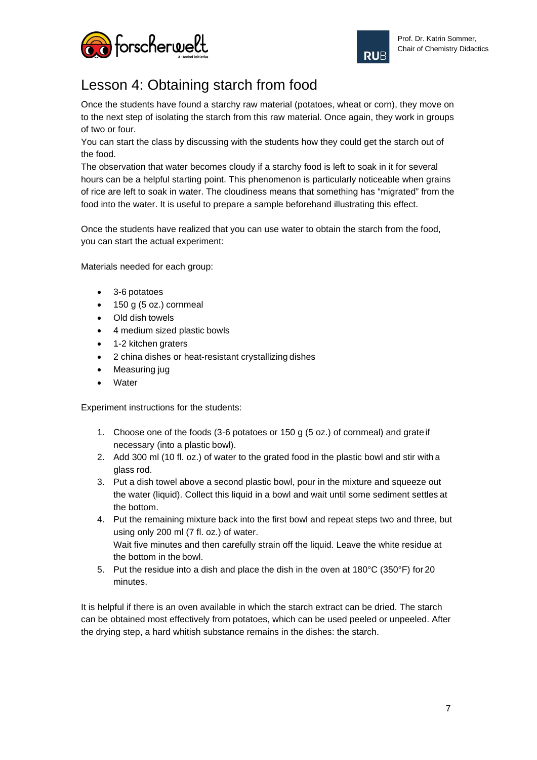# Lesson 4: Obtaining starch from food

Once the students have found a starchy raw material (potatoes, wheat or corn), they move on to the next step of isolating the starch from this raw material. Once again, they work in groups of two or four.

You can start the class by discussing with the students how they could get the starch out of the food.

The observation that water becomes cloudy if a starchy food is left to soak in it for several hours can be a helpful starting point. This phenomenon is particularly noticeable when grains of rice are left to soak in water. The cloudiness means that something has "migrated" from the food into the water. It is useful to prepare a sample beforehand illustrating this effect.

Once the students have realized that you can use water to obtain the starch from the food, you can start the actual experiment:

Materials needed for each group:

- 3-6 potatoes
- 150 g (5 oz.) cornmeal
- Old dish towels
- 4 medium sized plastic bowls
- 1-2 kitchen graters
- 2 china dishes or heat-resistant crystallizing dishes
- Measuring jug
- Water

Experiment instructions for the students:

1. Choose one of the foods (3-6 potatoes or 150 g (5 oz.) of cornmeal) and grate if necessary (into a plastic bowl).
2. Add 300 ml (10 fl. oz.) of water to the grated food in the plastic bowl and stir with a glass rod.
3. Put a dish towel above a second plastic bowl, pour in the mixture and squeeze out the water (liquid). Collect this liquid in a bowl and wait until some sediment settles at the bottom.
4. Put the remaining mixture back into the first bowl and repeat steps two and three, but using only 200 ml (7 fl. oz.) of water.
   Wait five minutes and then carefully strain off the liquid. Leave the white residue at the bottom in the bowl.
5. Put the residue into a dish and place the dish in the oven at 180°C (350°F) for 20 minutes.

It is helpful if there is an oven available in which the starch extract can be dried. The starch can be obtained most effectively from potatoes, which can be used peeled or unpeeled. After the drying step, a hard whitish substance remains in the dishes: the starch.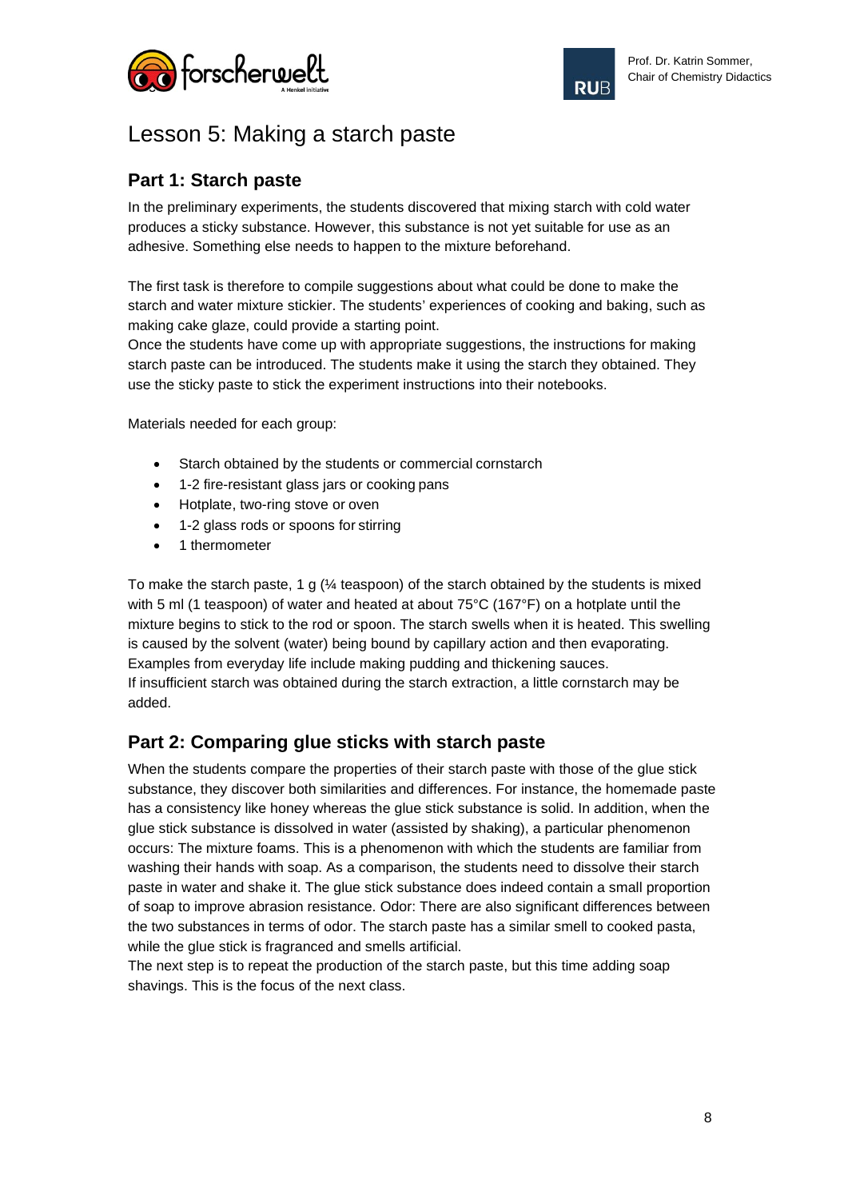# Lesson 5: Making a starch paste

## Part 1: Starch paste

In the preliminary experiments, the students discovered that mixing starch with cold water produces a sticky substance. However, this substance is not yet suitable for use as an adhesive. Something else needs to happen to the mixture beforehand.

The first task is therefore to compile suggestions about what could be done to make the starch and water mixture stickier. The students' experiences of cooking and baking, such as making cake glaze, could provide a starting point.
Once the students have come up with appropriate suggestions, the instructions for making starch paste can be introduced. The students make it using the starch they obtained. They use the sticky paste to stick the experiment instructions into their notebooks.

Materials needed for each group:

- Starch obtained by the students or commercial cornstarch
- 1-2 fire-resistant glass jars or cooking pans
- Hotplate, two-ring stove or oven
- 1-2 glass rods or spoons for stirring
- 1 thermometer

To make the starch paste, 1 g (¼ teaspoon) of the starch obtained by the students is mixed with 5 ml (1 teaspoon) of water and heated at about 75°C (167°F) on a hotplate until the mixture begins to stick to the rod or spoon. The starch swells when it is heated. This swelling is caused by the solvent (water) being bound by capillary action and then evaporating. Examples from everyday life include making pudding and thickening sauces.
If insufficient starch was obtained during the starch extraction, a little cornstarch may be added.

## Part 2: Comparing glue sticks with starch paste

When the students compare the properties of their starch paste with those of the glue stick substance, they discover both similarities and differences. For instance, the homemade paste has a consistency like honey whereas the glue stick substance is solid. In addition, when the glue stick substance is dissolved in water (assisted by shaking), a particular phenomenon occurs: The mixture foams. This is a phenomenon with which the students are familiar from washing their hands with soap. As a comparison, the students need to dissolve their starch paste in water and shake it. The glue stick substance does indeed contain a small proportion of soap to improve abrasion resistance. Odor: There are also significant differences between the two substances in terms of odor. The starch paste has a similar smell to cooked pasta, while the glue stick is fragranced and smells artificial.
The next step is to repeat the production of the starch paste, but this time adding soap shavings. This is the focus of the next class.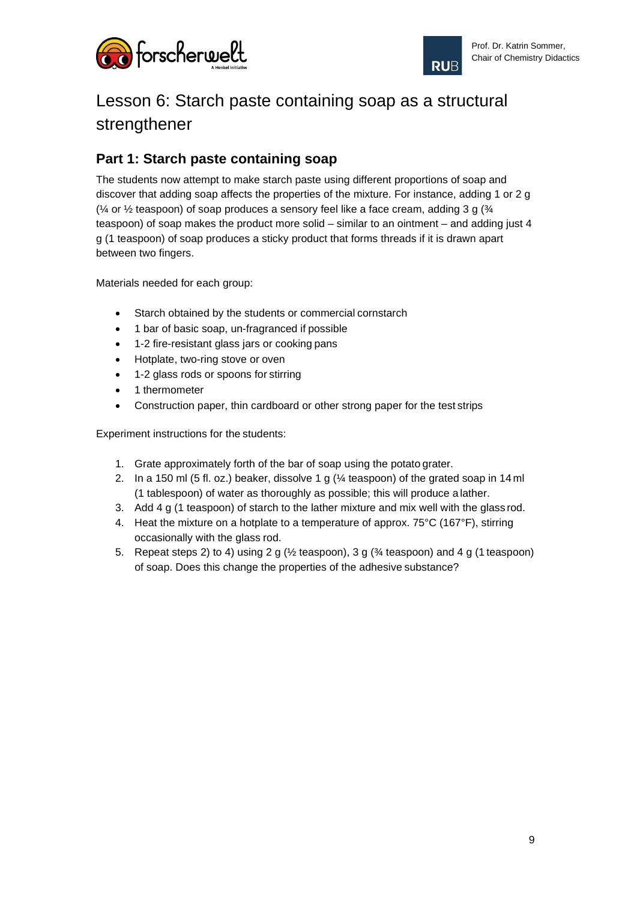# Lesson 6: Starch paste containing soap as a structural strengthener

## Part 1: Starch paste containing soap

The students now attempt to make starch paste using different proportions of soap and discover that adding soap affects the properties of the mixture. For instance, adding 1 or 2 g (¼ or ½ teaspoon) of soap produces a sensory feel like a face cream, adding 3 g (¾ teaspoon) of soap makes the product more solid – similar to an ointment – and adding just 4 g (1 teaspoon) of soap produces a sticky product that forms threads if it is drawn apart between two fingers.

Materials needed for each group:

- Starch obtained by the students or commercial cornstarch
- 1 bar of basic soap, un-fragranced if possible
- 1-2 fire-resistant glass jars or cooking pans
- Hotplate, two-ring stove or oven
- 1-2 glass rods or spoons for stirring
- 1 thermometer
- Construction paper, thin cardboard or other strong paper for the test strips

Experiment instructions for the students:

1. Grate approximately forth of the bar of soap using the potato grater.
2. In a 150 ml (5 fl. oz.) beaker, dissolve 1 g (¼ teaspoon) of the grated soap in 14 ml (1 tablespoon) of water as thoroughly as possible; this will produce a lather.
3. Add 4 g (1 teaspoon) of starch to the lather mixture and mix well with the glass rod.
4. Heat the mixture on a hotplate to a temperature of approx. 75°C (167°F), stirring occasionally with the glass rod.
5. Repeat steps 2) to 4) using 2 g (½ teaspoon), 3 g (¾ teaspoon) and 4 g (1 teaspoon) of soap. Does this change the properties of the adhesive substance?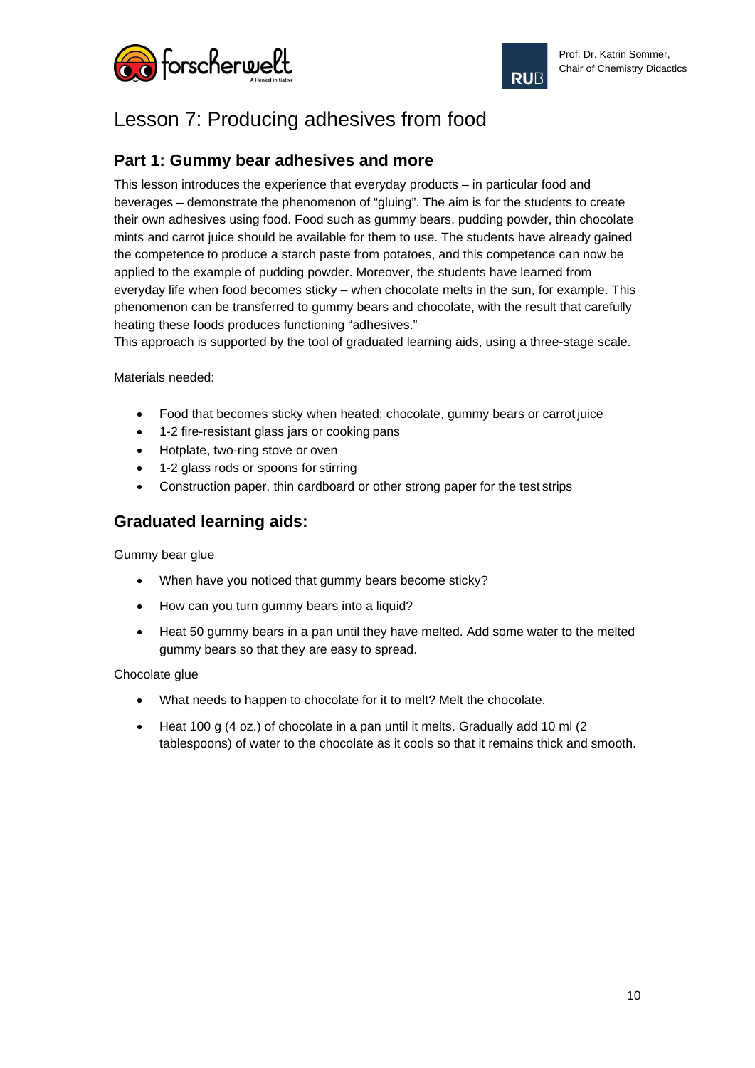# Lesson 7: Producing adhesives from food

## Part 1: Gummy bear adhesives and more

This lesson introduces the experience that everyday products – in particular food and beverages – demonstrate the phenomenon of "gluing". The aim is for the students to create their own adhesives using food. Food such as gummy bears, pudding powder, thin chocolate mints and carrot juice should be available for them to use. The students have already gained the competence to produce a starch paste from potatoes, and this competence can now be applied to the example of pudding powder. Moreover, the students have learned from everyday life when food becomes sticky – when chocolate melts in the sun, for example. This phenomenon can be transferred to gummy bears and chocolate, with the result that carefully heating these foods produces functioning "adhesives."
This approach is supported by the tool of graduated learning aids, using a three-stage scale.

Materials needed:

- Food that becomes sticky when heated: chocolate, gummy bears or carrot juice
- 1-2 fire-resistant glass jars or cooking pans
- Hotplate, two-ring stove or oven
- 1-2 glass rods or spoons for stirring
- Construction paper, thin cardboard or other strong paper for the test strips

## Graduated learning aids:

Gummy bear glue

- When have you noticed that gummy bears become sticky?
- How can you turn gummy bears into a liquid?
- Heat 50 gummy bears in a pan until they have melted. Add some water to the melted gummy bears so that they are easy to spread.

Chocolate glue

- What needs to happen to chocolate for it to melt? Melt the chocolate.
- Heat 100 g (4 oz.) of chocolate in a pan until it melts. Gradually add 10 ml (2 tablespoons) of water to the chocolate as it cools so that it remains thick and smooth.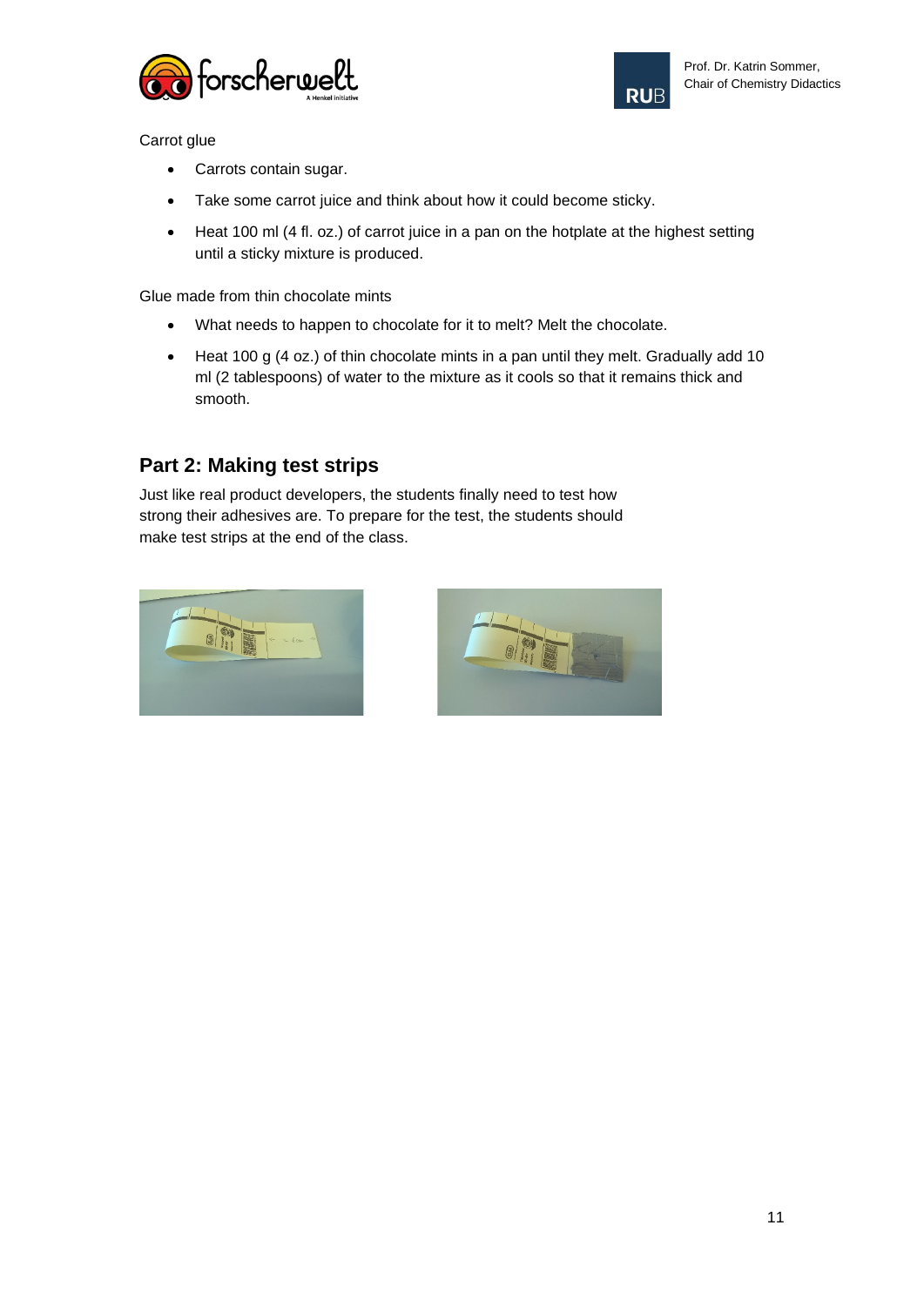Carrot glue

- Carrots contain sugar.
- Take some carrot juice and think about how it could become sticky.
- Heat 100 ml (4 fl. oz.) of carrot juice in a pan on the hotplate at the highest setting until a sticky mixture is produced.

Glue made from thin chocolate mints

- What needs to happen to chocolate for it to melt? Melt the chocolate.
- Heat 100 g (4 oz.) of thin chocolate mints in a pan until they melt. Gradually add 10 ml (2 tablespoons) of water to the mixture as it cools so that it remains thick and smooth.

## Part 2: Making test strips

Just like real product developers, the students finally need to test how strong their adhesives are. To prepare for the test, the students should make test strips at the end of the class.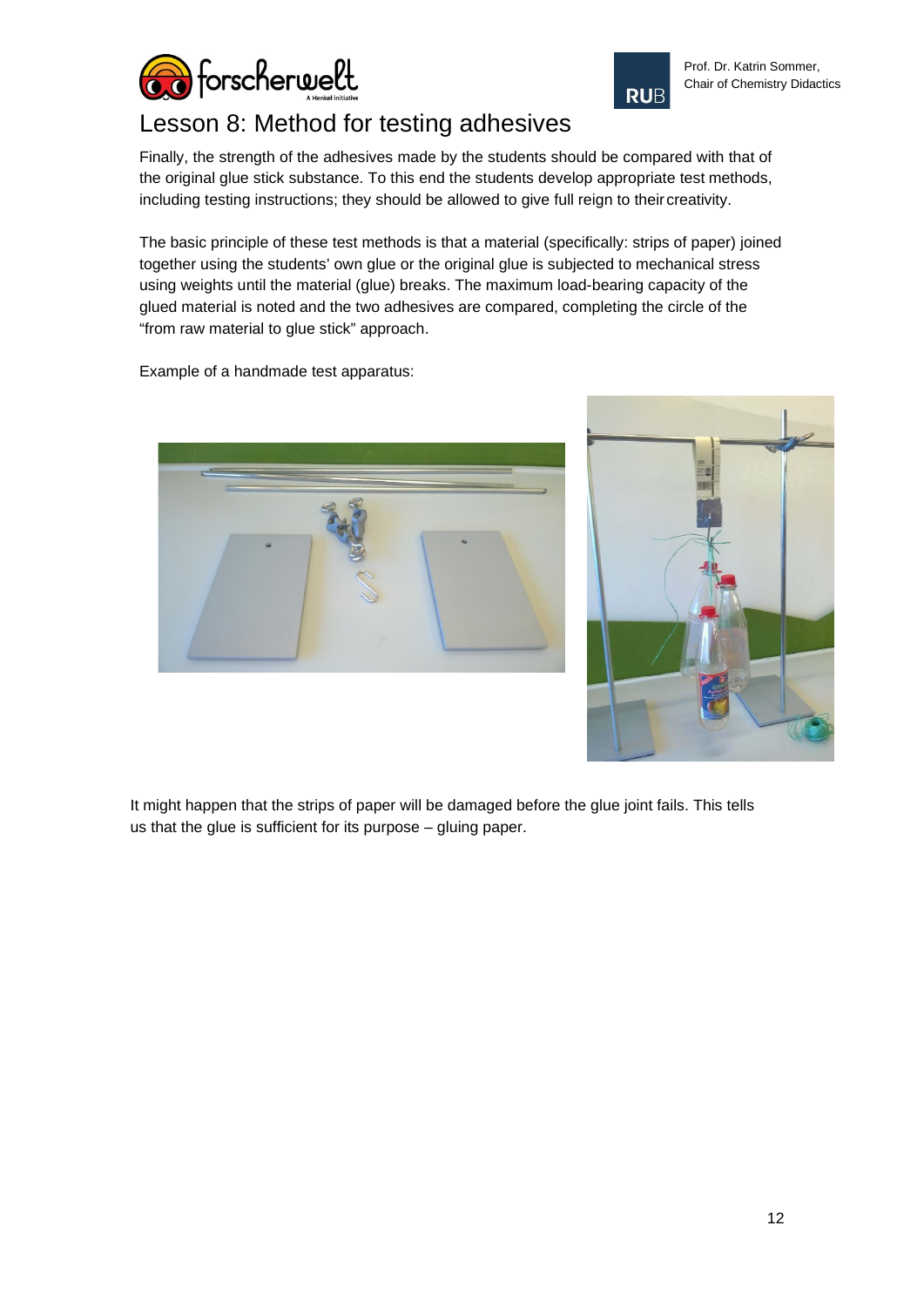# Lesson 8: Method for testing adhesives

Finally, the strength of the adhesives made by the students should be compared with that of the original glue stick substance. To this end the students develop appropriate test methods, including testing instructions; they should be allowed to give full reign to their creativity.

The basic principle of these test methods is that a material (specifically: strips of paper) joined together using the students' own glue or the original glue is subjected to mechanical stress using weights until the material (glue) breaks. The maximum load-bearing capacity of the glued material is noted and the two adhesives are compared, completing the circle of the "from raw material to glue stick" approach.

Example of a handmade test apparatus:

It might happen that the strips of paper will be damaged before the glue joint fails. This tells us that the glue is sufficient for its purpose – gluing paper.